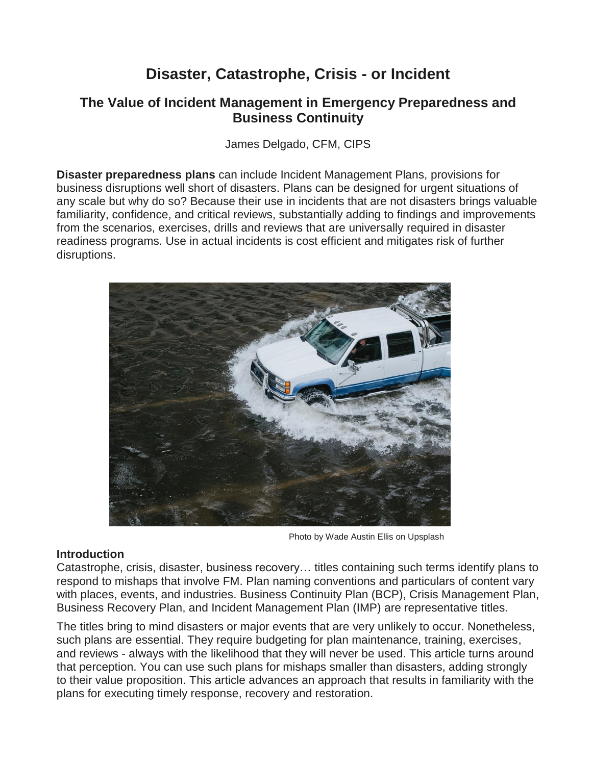# Disaster, Catastrophe, Crisis - or Incident

## The Value of Incident Management in Emergency Preparedness and Business Continuity

James Delgado, CFM, CIPS

**Disaster preparedness plans** can include Incident Management Plans, provisions for business disruptions well short of disasters. Plans can be designed for urgent situations of any scale but why do so? Because their use in incidents that are not disasters brings valuable familiarity, confidence, and critical reviews, substantially adding to findings and improvements from the scenarios, exercises, drills and reviews that are universally required in disaster readiness programs. Use in actual incidents is cost efficient and mitigates risk of further disruptions.

Photo by Wade Austin Ellis on Upsplash

### Introduction

Catastrophe, crisis, disaster, business recovery… titles containing such terms identify plans to respond to mishaps that involve FM. Plan naming conventions and particulars of content vary with places, events, and industries. Business Continuity Plan (BCP), Crisis Management Plan, Business Recovery Plan, and Incident Management Plan (IMP) are representative titles.

The titles bring to mind disasters or major events that are very unlikely to occur. Nonetheless, such plans are essential. They require budgeting for plan maintenance, training, exercises, and reviews - always with the likelihood that they will never be used. This article turns around that perception. You can use such plans for mishaps smaller than disasters, adding strongly to their value proposition. This article advances an approach that results in familiarity with the plans for executing timely response, recovery and restoration.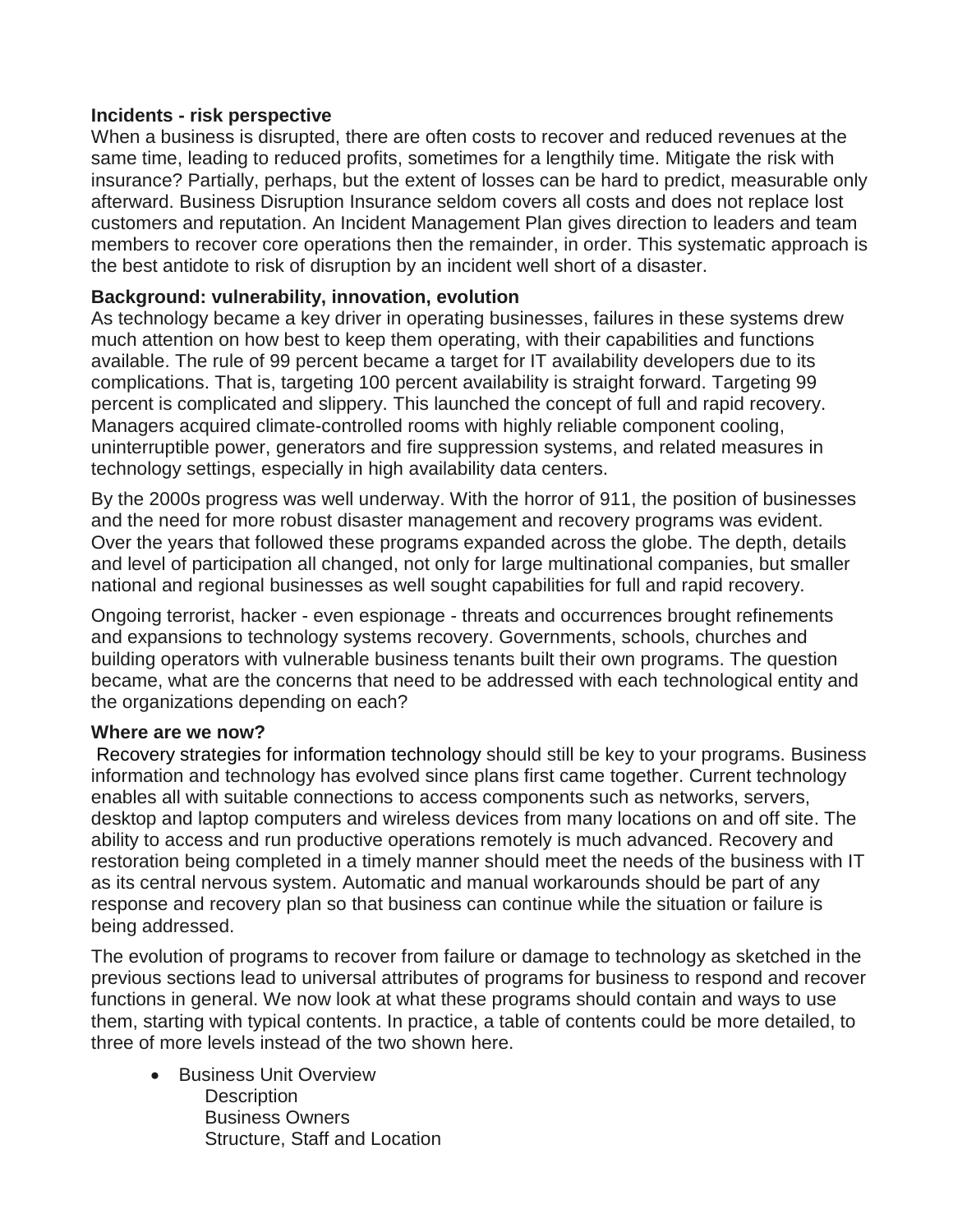**Incidents - risk perspective**

When a business is disrupted, there are often costs to recover and reduced revenues at the same time, leading to reduced profits, sometimes for a lengthily time. Mitigate the risk with insurance? Partially, perhaps, but the extent of losses can be hard to predict, measurable only afterward. Business Disruption Insurance seldom covers all costs and does not replace lost customers and reputation. An Incident Management Plan gives direction to leaders and team members to recover core operations then the remainder, in order. This systematic approach is the best antidote to risk of disruption by an incident well short of a disaster.

**Background: vulnerability, innovation, evolution**

As technology became a key driver in operating businesses, failures in these systems drew much attention on how best to keep them operating, with their capabilities and functions available. The rule of 99 percent became a target for IT availability developers due to its complications. That is, targeting 100 percent availability is straight forward. Targeting 99 percent is complicated and slippery. This launched the concept of full and rapid recovery. Managers acquired climate-controlled rooms with highly reliable component cooling, uninterruptible power, generators and fire suppression systems, and related measures in technology settings, especially in high availability data centers.

By the 2000s progress was well underway. With the horror of 911, the position of businesses and the need for more robust disaster management and recovery programs was evident. Over the years that followed these programs expanded across the globe. The depth, details and level of participation all changed, not only for large multinational companies, but smaller national and regional businesses as well sought capabilities for full and rapid recovery.

Ongoing terrorist, hacker - even espionage - threats and occurrences brought refinements and expansions to technology systems recovery. Governments, schools, churches and building operators with vulnerable business tenants built their own programs. The question became, what are the concerns that need to be addressed with each technological entity and the organizations depending on each?

**Where are we now?**

Recovery strategies for information technology should still be key to your programs. Business information and technology has evolved since plans first came together. Current technology enables all with suitable connections to access components such as networks, servers, desktop and laptop computers and wireless devices from many locations on and off site. The ability to access and run productive operations remotely is much advanced. Recovery and restoration being completed in a timely manner should meet the needs of the business with IT as its central nervous system. Automatic and manual workarounds should be part of any response and recovery plan so that business can continue while the situation or failure is being addressed.

The evolution of programs to recover from failure or damage to technology as sketched in the previous sections lead to universal attributes of programs for business to respond and recover functions in general. We now look at what these programs should contain and ways to use them, starting with typical contents. In practice, a table of contents could be more detailed, to three of more levels instead of the two shown here.

- Business Unit Overview
  - Description
  - Business Owners
  - Structure, Staff and Location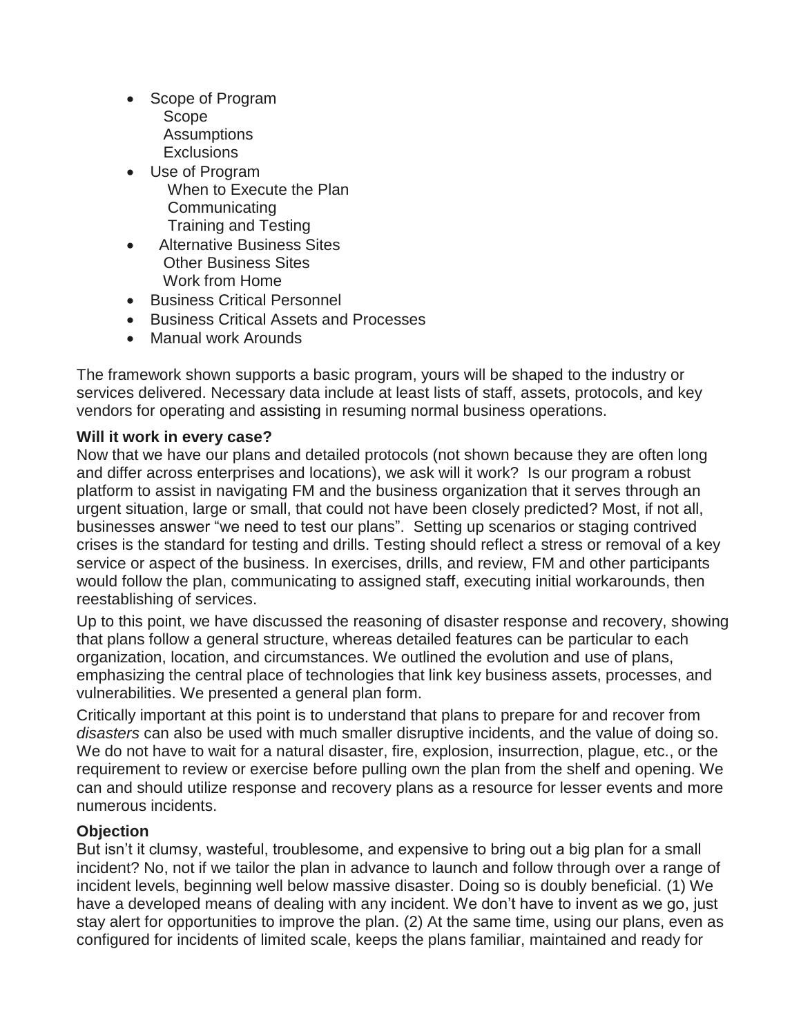- Scope of Program
  - Scope
  - Assumptions
  - Exclusions
- Use of Program
  - When to Execute the Plan
  - Communicating
  - Training and Testing
- Alternative Business Sites
  - Other Business Sites
  - Work from Home
- Business Critical Personnel
- Business Critical Assets and Processes
- Manual work Arounds

The framework shown supports a basic program, yours will be shaped to the industry or services delivered. Necessary data include at least lists of staff, assets, protocols, and key vendors for operating and assisting in resuming normal business operations.

**Will it work in every case?**

Now that we have our plans and detailed protocols (not shown because they are often long and differ across enterprises and locations), we ask will it work? Is our program a robust platform to assist in navigating FM and the business organization that it serves through an urgent situation, large or small, that could not have been closely predicted? Most, if not all, businesses answer "we need to test our plans". Setting up scenarios or staging contrived crises is the standard for testing and drills. Testing should reflect a stress or removal of a key service or aspect of the business. In exercises, drills, and review, FM and other participants would follow the plan, communicating to assigned staff, executing initial workarounds, then reestablishing of services.

Up to this point, we have discussed the reasoning of disaster response and recovery, showing that plans follow a general structure, whereas detailed features can be particular to each organization, location, and circumstances. We outlined the evolution and use of plans, emphasizing the central place of technologies that link key business assets, processes, and vulnerabilities. We presented a general plan form.

Critically important at this point is to understand that plans to prepare for and recover from *disasters* can also be used with much smaller disruptive incidents, and the value of doing so. We do not have to wait for a natural disaster, fire, explosion, insurrection, plague, etc., or the requirement to review or exercise before pulling own the plan from the shelf and opening. We can and should utilize response and recovery plans as a resource for lesser events and more numerous incidents.

**Objection**

But isn't it clumsy, wasteful, troublesome, and expensive to bring out a big plan for a small incident? No, not if we tailor the plan in advance to launch and follow through over a range of incident levels, beginning well below massive disaster. Doing so is doubly beneficial. (1) We have a developed means of dealing with any incident. We don't have to invent as we go, just stay alert for opportunities to improve the plan. (2) At the same time, using our plans, even as configured for incidents of limited scale, keeps the plans familiar, maintained and ready for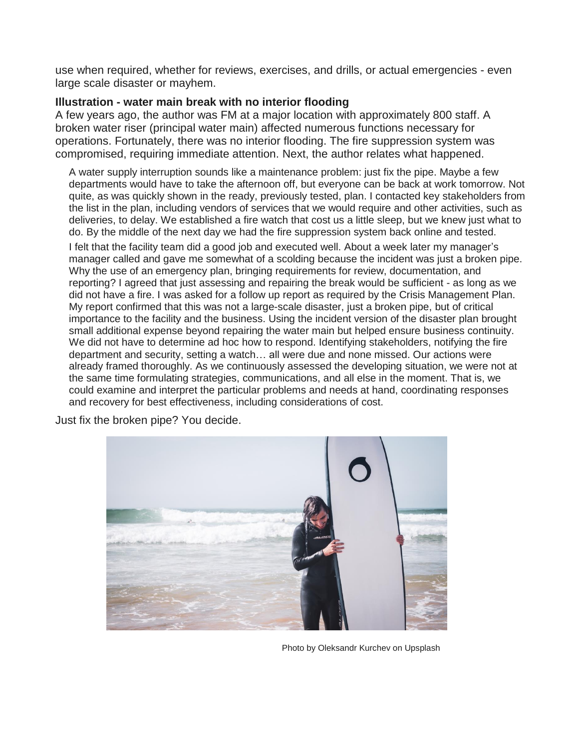use when required, whether for reviews, exercises, and drills, or actual emergencies - even large scale disaster or mayhem.

**Illustration - water main break with no interior flooding**

A few years ago, the author was FM at a major location with approximately 800 staff. A broken water riser (principal water main) affected numerous functions necessary for operations. Fortunately, there was no interior flooding. The fire suppression system was compromised, requiring immediate attention. Next, the author relates what happened.

> A water supply interruption sounds like a maintenance problem: just fix the pipe. Maybe a few departments would have to take the afternoon off, but everyone can be back at work tomorrow. Not quite, as was quickly shown in the ready, previously tested, plan. I contacted key stakeholders from the list in the plan, including vendors of services that we would require and other activities, such as deliveries, to delay. We established a fire watch that cost us a little sleep, but we knew just what to do. By the middle of the next day we had the fire suppression system back online and tested.
>
> I felt that the facility team did a good job and executed well. About a week later my manager's manager called and gave me somewhat of a scolding because the incident was just a broken pipe. Why the use of an emergency plan, bringing requirements for review, documentation, and reporting? I agreed that just assessing and repairing the break would be sufficient - as long as we did not have a fire. I was asked for a follow up report as required by the Crisis Management Plan. My report confirmed that this was not a large-scale disaster, just a broken pipe, but of critical importance to the facility and the business. Using the incident version of the disaster plan brought small additional expense beyond repairing the water main but helped ensure business continuity. We did not have to determine ad hoc how to respond. Identifying stakeholders, notifying the fire department and security, setting a watch… all were due and none missed. Our actions were already framed thoroughly. As we continuously assessed the developing situation, we were not at the same time formulating strategies, communications, and all else in the moment. That is, we could examine and interpret the particular problems and needs at hand, coordinating responses and recovery for best effectiveness, including considerations of cost.

Just fix the broken pipe? You decide.

Photo by Oleksandr Kurchev on Upsplash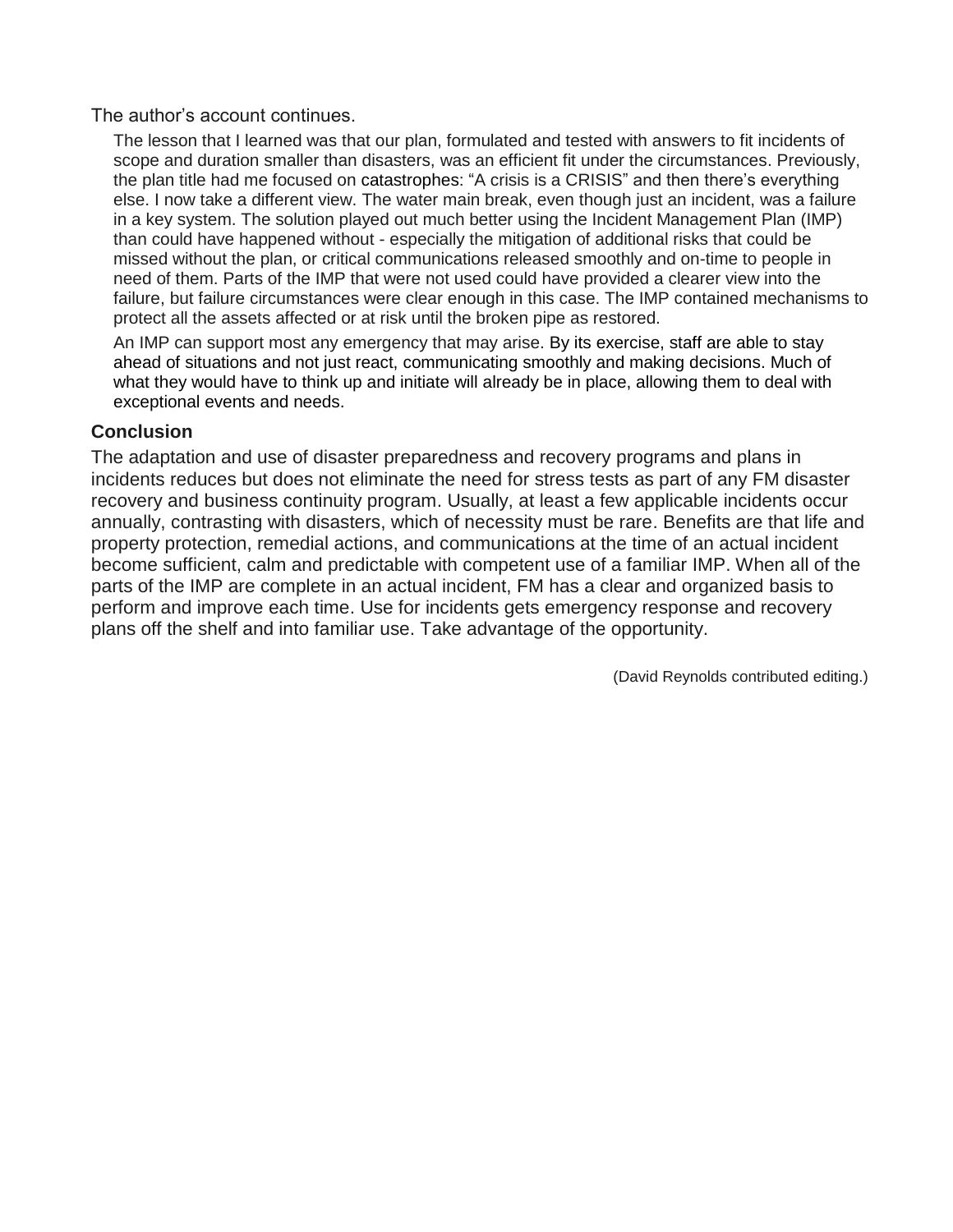The author's account continues.

> The lesson that I learned was that our plan, formulated and tested with answers to fit incidents of scope and duration smaller than disasters, was an efficient fit under the circumstances. Previously, the plan title had me focused on catastrophes: "A crisis is a CRISIS" and then there's everything else. I now take a different view. The water main break, even though just an incident, was a failure in a key system. The solution played out much better using the Incident Management Plan (IMP) than could have happened without - especially the mitigation of additional risks that could be missed without the plan, or critical communications released smoothly and on-time to people in need of them. Parts of the IMP that were not used could have provided a clearer view into the failure, but failure circumstances were clear enough in this case. The IMP contained mechanisms to protect all the assets affected or at risk until the broken pipe as restored.
>
> An IMP can support most any emergency that may arise. By its exercise, staff are able to stay ahead of situations and not just react, communicating smoothly and making decisions. Much of what they would have to think up and initiate will already be in place, allowing them to deal with exceptional events and needs.

### Conclusion

The adaptation and use of disaster preparedness and recovery programs and plans in incidents reduces but does not eliminate the need for stress tests as part of any FM disaster recovery and business continuity program. Usually, at least a few applicable incidents occur annually, contrasting with disasters, which of necessity must be rare. Benefits are that life and property protection, remedial actions, and communications at the time of an actual incident become sufficient, calm and predictable with competent use of a familiar IMP. When all of the parts of the IMP are complete in an actual incident, FM has a clear and organized basis to perform and improve each time. Use for incidents gets emergency response and recovery plans off the shelf and into familiar use. Take advantage of the opportunity.

(David Reynolds contributed editing.)